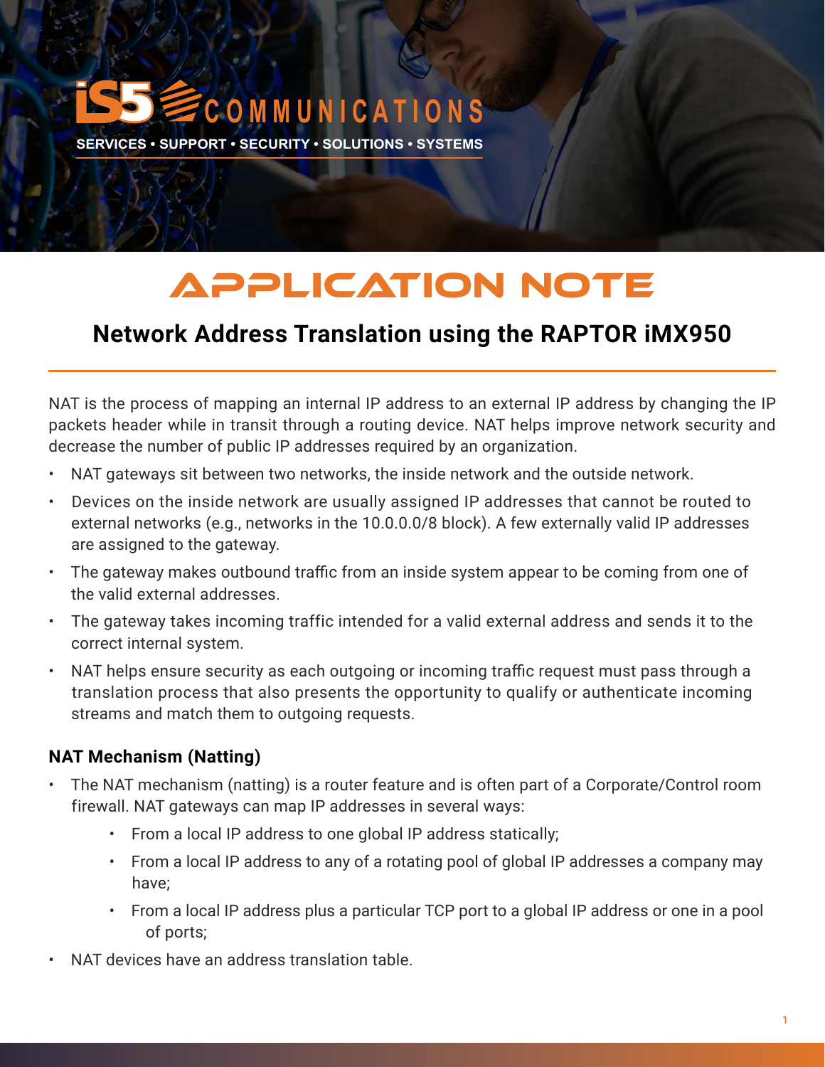# APPLICATION NOTE

## Network Address Translation using the RAPTOR iMX950

NAT is the process of mapping an internal IP address to an external IP address by changing the IP packets header while in transit through a routing device. NAT helps improve network security and decrease the number of public IP addresses required by an organization.

- NAT gateways sit between two networks, the inside network and the outside network.
- Devices on the inside network are usually assigned IP addresses that cannot be routed to external networks (e.g., networks in the 10.0.0.0/8 block). A few externally valid IP addresses are assigned to the gateway.
- The gateway makes outbound traffic from an inside system appear to be coming from one of the valid external addresses.
- The gateway takes incoming traffic intended for a valid external address and sends it to the correct internal system.
- NAT helps ensure security as each outgoing or incoming traffic request must pass through a translation process that also presents the opportunity to qualify or authenticate incoming streams and match them to outgoing requests.

### NAT Mechanism (Natting)

- The NAT mechanism (natting) is a router feature and is often part of a Corporate/Control room firewall. NAT gateways can map IP addresses in several ways:
  - From a local IP address to one global IP address statically;
  - From a local IP address to any of a rotating pool of global IP addresses a company may have;
  - From a local IP address plus a particular TCP port to a global IP address or one in a pool of ports;
- NAT devices have an address translation table.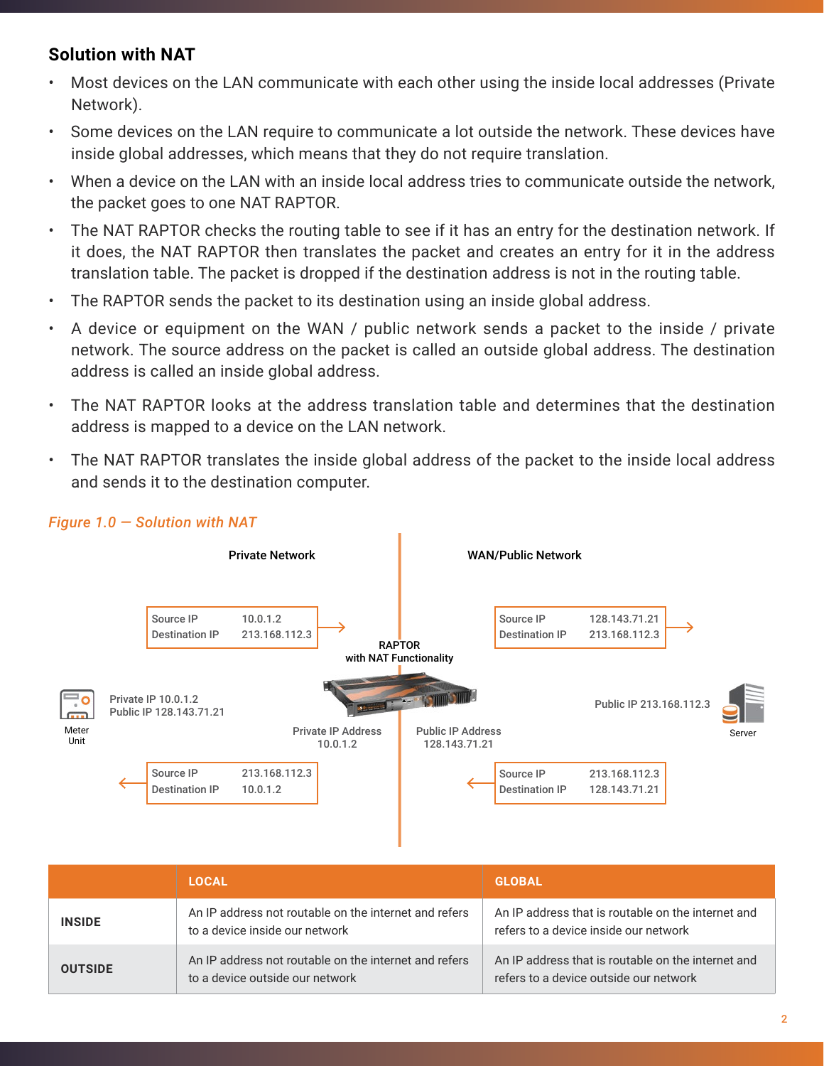## Solution with NAT

- Most devices on the LAN communicate with each other using the inside local addresses (Private Network).
- Some devices on the LAN require to communicate a lot outside the network. These devices have inside global addresses, which means that they do not require translation.
- When a device on the LAN with an inside local address tries to communicate outside the network, the packet goes to one NAT RAPTOR.
- The NAT RAPTOR checks the routing table to see if it has an entry for the destination network. If it does, the NAT RAPTOR then translates the packet and creates an entry for it in the address translation table. The packet is dropped if the destination address is not in the routing table.
- The RAPTOR sends the packet to its destination using an inside global address.
- A device or equipment on the WAN / public network sends a packet to the inside / private network. The source address on the packet is called an outside global address. The destination address is called an inside global address.
- The NAT RAPTOR looks at the address translation table and determines that the destination address is mapped to a device on the LAN network.
- The NAT RAPTOR translates the inside global address of the packet to the inside local address and sends it to the destination computer.

*Figure 1.0 — Solution with NAT*

Private Network | WAN/Public Network

| Source IP | 10.0.1.2 |
| --- | --- |
| Destination IP | 213.168.112.3 |

| Source IP | 128.143.71.21 |
| --- | --- |
| Destination IP | 213.168.112.3 |

RAPTOR with NAT Functionality

Meter Unit — Private IP 10.0.1.2, Public IP 128.143.71.21

Private IP Address 10.0.1.2 | Public IP Address 128.143.71.21

Server — Public IP 213.168.112.3

| Source IP | 213.168.112.3 |
| --- | --- |
| Destination IP | 10.0.1.2 |

| Source IP | 213.168.112.3 |
| --- | --- |
| Destination IP | 128.143.71.21 |

| | LOCAL | GLOBAL |
| --- | --- | --- |
| **INSIDE** | An IP address not routable on the internet and refers to a device inside our network | An IP address that is routable on the internet and refers to a device inside our network |
| **OUTSIDE** | An IP address not routable on the internet and refers to a device outside our network | An IP address that is routable on the internet and refers to a device outside our network |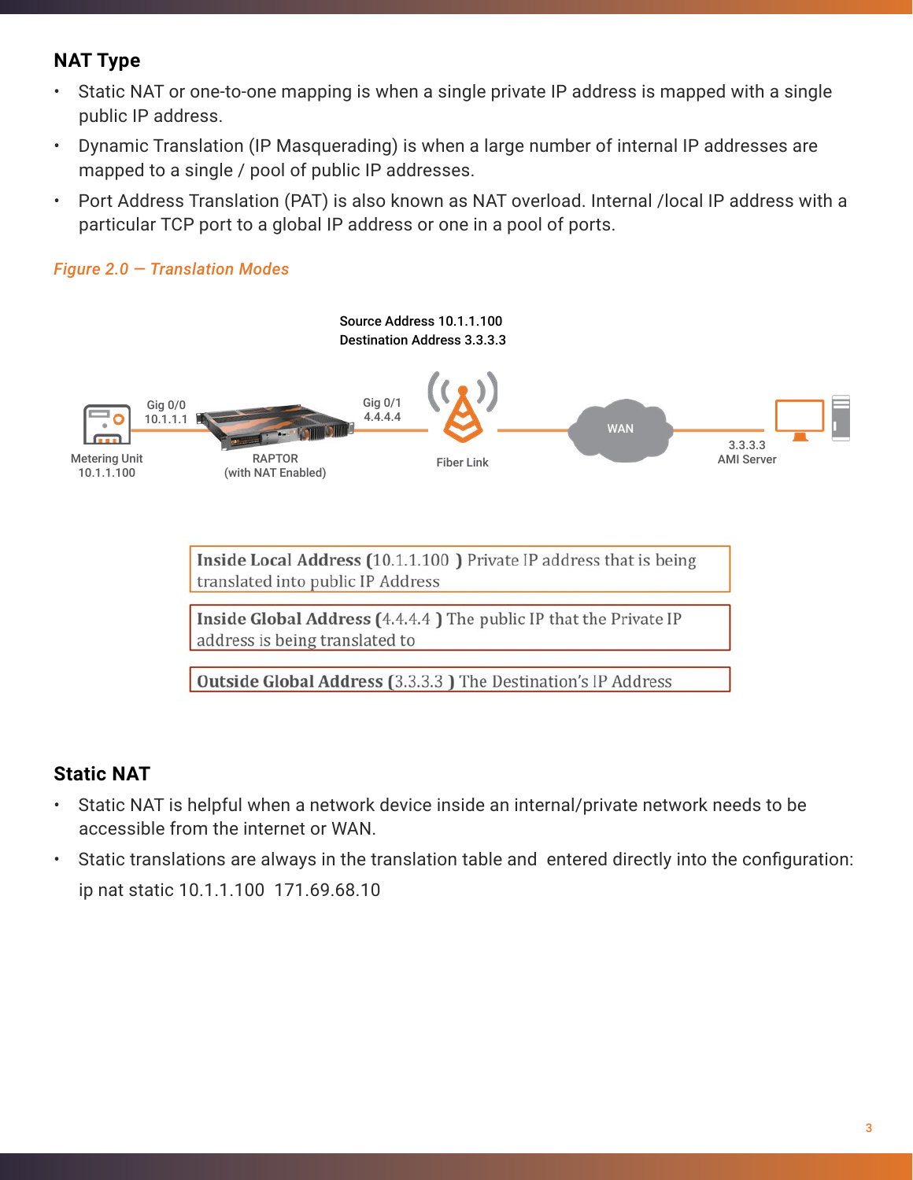## NAT Type

- Static NAT or one-to-one mapping is when a single private IP address is mapped with a single public IP address.
- Dynamic Translation (IP Masquerading) is when a large number of internal IP addresses are mapped to a single / pool of public IP addresses.
- Port Address Translation (PAT) is also known as NAT overload. Internal /local IP address with a particular TCP port to a global IP address or one in a pool of ports.

*Figure 2.0 — Translation Modes*

Source Address 10.1.1.100
Destination Address 3.3.3.3

Metering Unit 10.1.1.100 — Gig 0/0 10.1.1.1 — RAPTOR (with NAT Enabled) — Gig 0/1 4.4.4.4 — Fiber Link — WAN — 3.3.3.3 AMI Server

**Inside Local Address (**10.1.1.100 **)** Private IP address that is being translated into public IP Address

**Inside Global Address (**4.4.4.4 **)** The public IP that the Private IP address is being translated to

**Outside Global Address (**3.3.3.3 **)** The Destination's IP Address

## Static NAT

- Static NAT is helpful when a network device inside an internal/private network needs to be accessible from the internet or WAN.
- Static translations are always in the translation table and entered directly into the configuration:

  ip nat static 10.1.1.100 171.69.68.10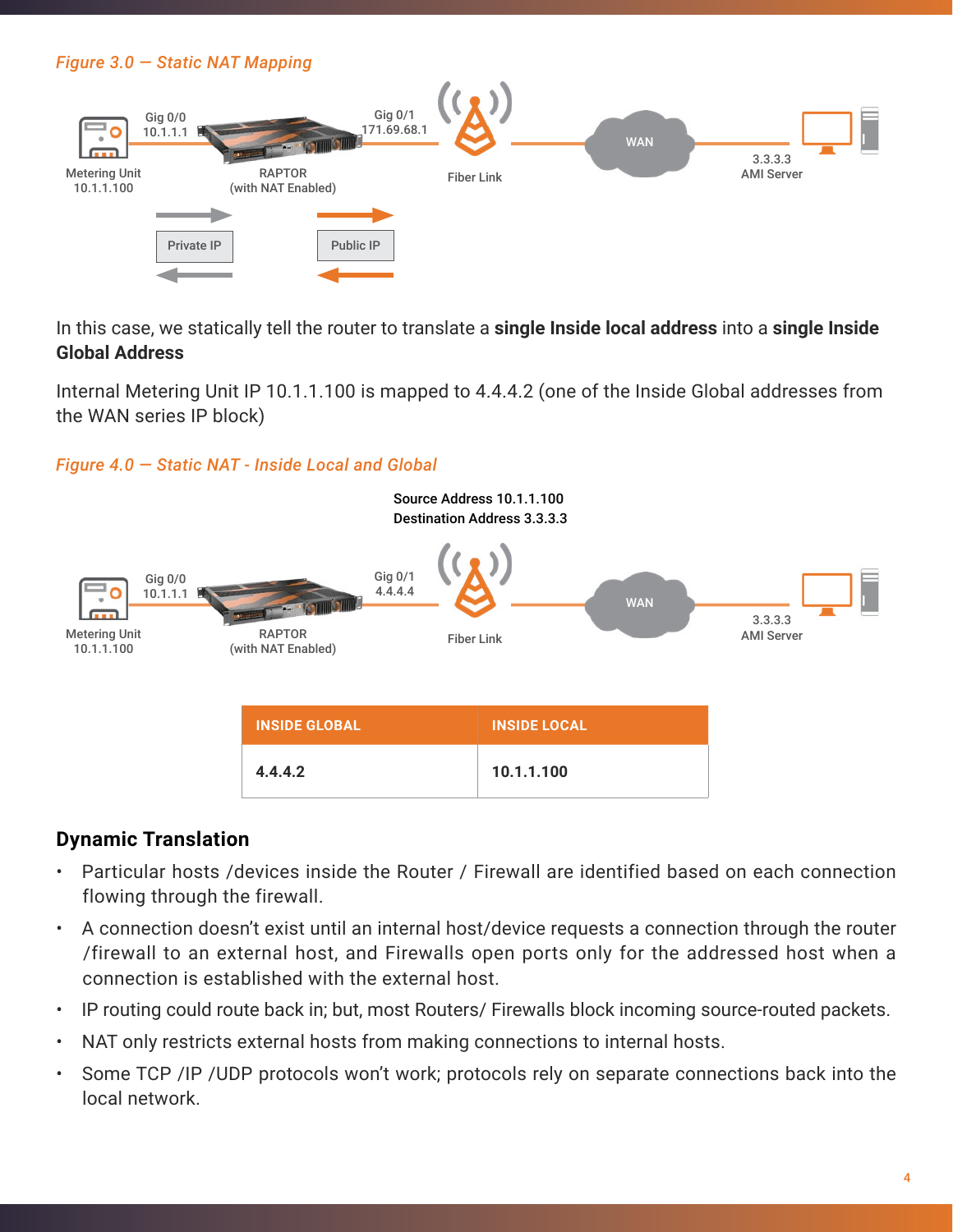*Figure 3.0 — Static NAT Mapping*

In this case, we statically tell the router to translate a **single Inside local address** into a **single Inside Global Address**

Internal Metering Unit IP 10.1.1.100 is mapped to 4.4.4.2 (one of the Inside Global addresses from the WAN series IP block)

*Figure 4.0 — Static NAT - Inside Local and Global*

| INSIDE GLOBAL | INSIDE LOCAL |
| --- | --- |
| **4.4.4.2** | **10.1.1.100** |

### Dynamic Translation

- Particular hosts /devices inside the Router / Firewall are identified based on each connection flowing through the firewall.
- A connection doesn't exist until an internal host/device requests a connection through the router /firewall to an external host, and Firewalls open ports only for the addressed host when a connection is established with the external host.
- IP routing could route back in; but, most Routers/ Firewalls block incoming source-routed packets.
- NAT only restricts external hosts from making connections to internal hosts.
- Some TCP /IP /UDP protocols won't work; protocols rely on separate connections back into the local network.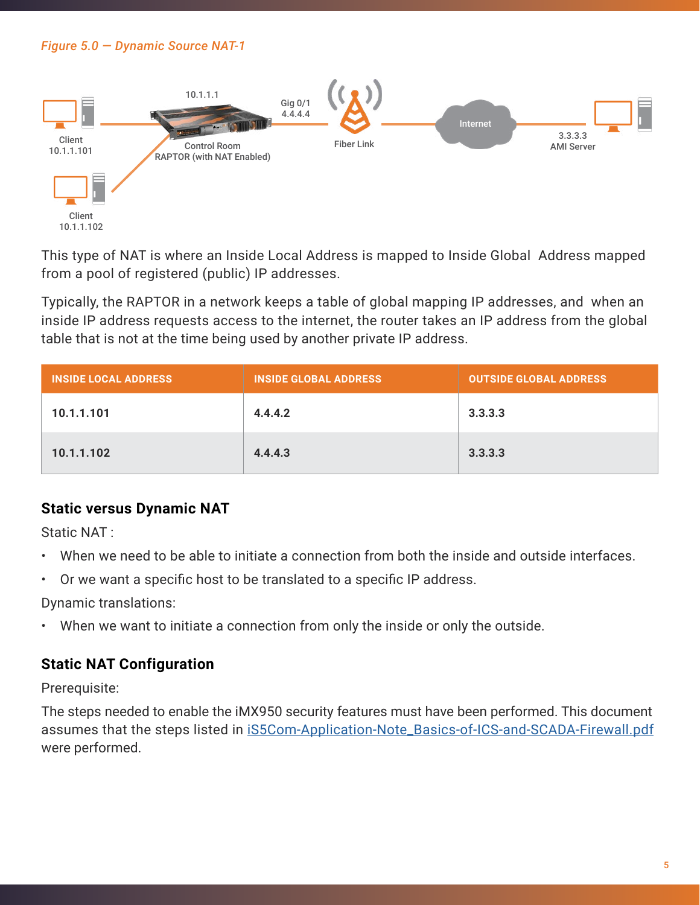*Figure 5.0 — Dynamic Source NAT-1*

This type of NAT is where an Inside Local Address is mapped to Inside Global Address mapped from a pool of registered (public) IP addresses.

Typically, the RAPTOR in a network keeps a table of global mapping IP addresses, and when an inside IP address requests access to the internet, the router takes an IP address from the global table that is not at the time being used by another private IP address.

| INSIDE LOCAL ADDRESS | INSIDE GLOBAL ADDRESS | OUTSIDE GLOBAL ADDRESS |
|---|---|---|
| 10.1.1.101 | 4.4.4.2 | 3.3.3.3 |
| 10.1.1.102 | 4.4.4.3 | 3.3.3.3 |

### Static versus Dynamic NAT

Static NAT :

- When we need to be able to initiate a connection from both the inside and outside interfaces.
- Or we want a specific host to be translated to a specific IP address.

Dynamic translations:

- When we want to initiate a connection from only the inside or only the outside.

### Static NAT Configuration

Prerequisite:

The steps needed to enable the iMX950 security features must have been performed. This document assumes that the steps listed in iS5Com-Application-Note_Basics-of-ICS-and-SCADA-Firewall.pdf were performed.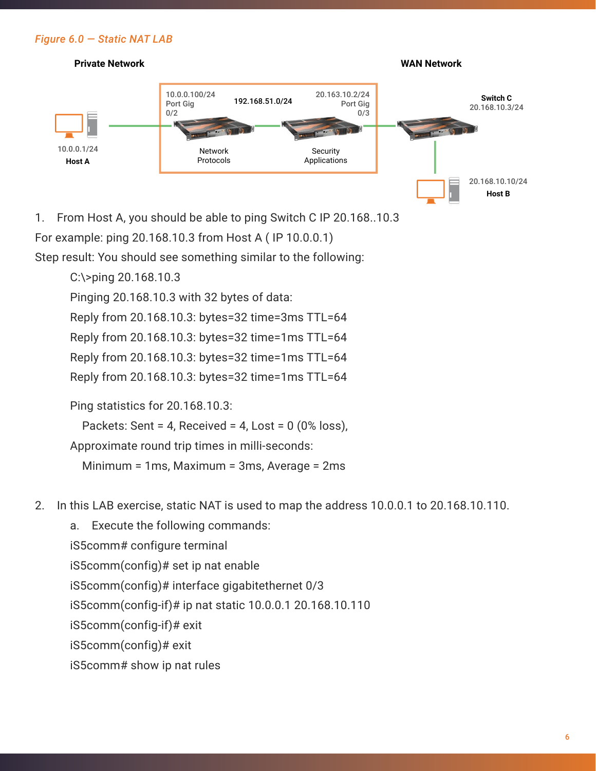*Figure 6.0 — Static NAT LAB*

**Private Network** — **WAN Network**

10.0.0.100/24 Port Gig 0/2 — 192.168.51.0/24 — 20.163.10.2/24 Port Gig 0/3

Network Protocols — Security Applications

10.0.0.1/24 **Host A**

**Switch C** 20.168.10.3/24

20.168.10.10/24 **Host B**

1. From Host A, you should be able to ping Switch C IP 20.168..10.3

For example: ping 20.168.10.3 from Host A ( IP 10.0.0.1)

Step result: You should see something similar to the following:

```
C:\>ping 20.168.10.3
Pinging 20.168.10.3 with 32 bytes of data:
Reply from 20.168.10.3: bytes=32 time=3ms TTL=64
Reply from 20.168.10.3: bytes=32 time=1ms TTL=64
Reply from 20.168.10.3: bytes=32 time=1ms TTL=64
Reply from 20.168.10.3: bytes=32 time=1ms TTL=64

Ping statistics for 20.168.10.3:
    Packets: Sent = 4, Received = 4, Lost = 0 (0% loss),
Approximate round trip times in milli-seconds:
    Minimum = 1ms, Maximum = 3ms, Average = 2ms
```

2. In this LAB exercise, static NAT is used to map the address 10.0.0.1 to 20.168.10.110.

   a. Execute the following commands:

```
iS5comm# configure terminal
iS5comm(config)# set ip nat enable
iS5comm(config)# interface gigabitethernet 0/3
iS5comm(config-if)# ip nat static 10.0.0.1 20.168.10.110
iS5comm(config-if)# exit
iS5comm(config)# exit
iS5comm# show ip nat rules
```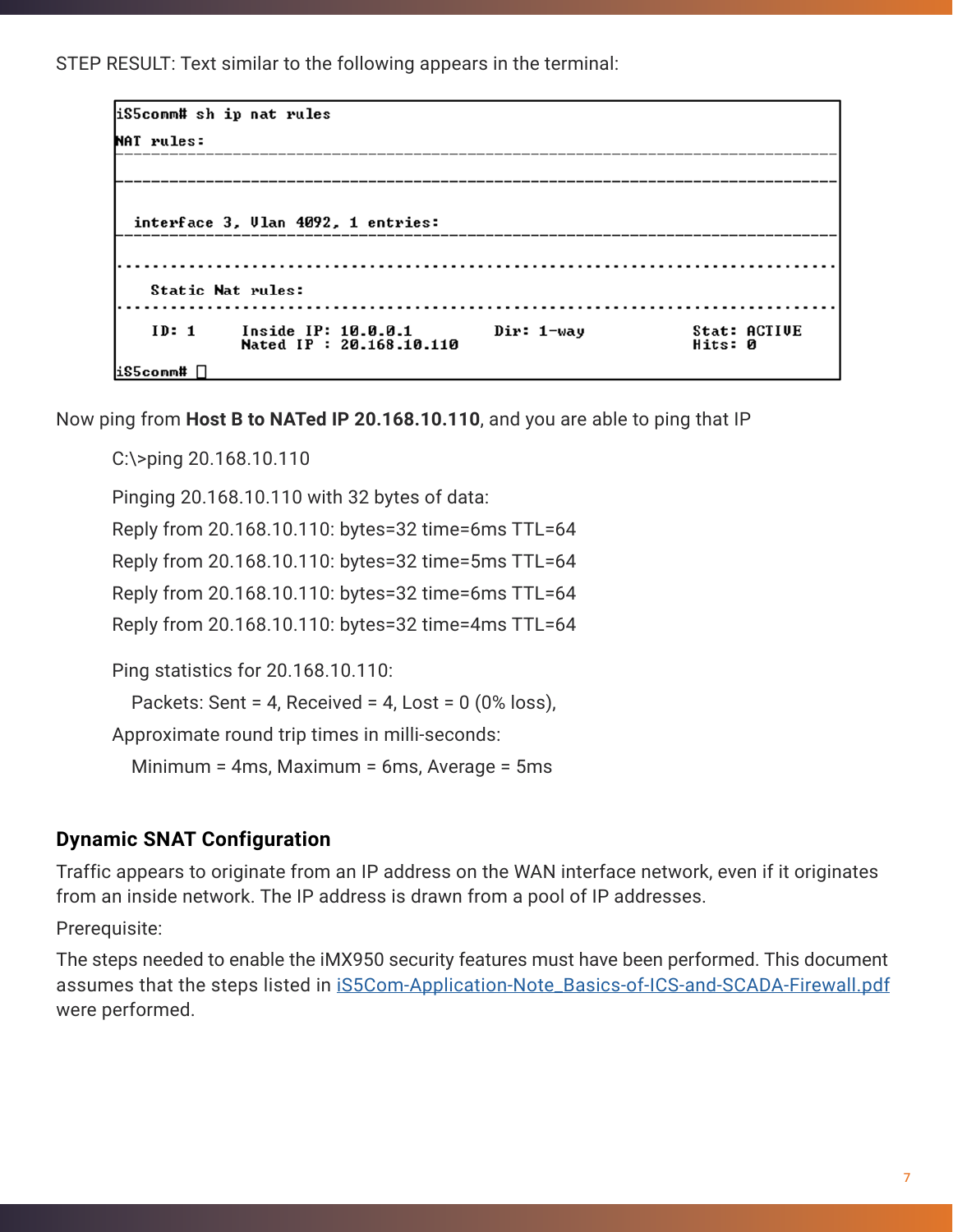STEP RESULT: Text similar to the following appears in the terminal:

```
iS5comm# sh ip nat rules
NAT rules:
--------------------------------------------------------------------------------

--------------------------------------------------------------------------------

  interface 3, Vlan 4092, 1 entries:
--------------------------------------------------------------------------------

................................................................................
    Static Nat rules:
................................................................................
    ID: 1      Inside IP: 10.0.0.1         Dir: 1-way            Stat: ACTIVE
               Nated IP : 20.168.10.110                          Hits: 0
iS5comm#
```

Now ping from **Host B to NATed IP 20.168.10.110**, and you are able to ping that IP

```
C:\>ping 20.168.10.110

Pinging 20.168.10.110 with 32 bytes of data:
Reply from 20.168.10.110: bytes=32 time=6ms TTL=64
Reply from 20.168.10.110: bytes=32 time=5ms TTL=64
Reply from 20.168.10.110: bytes=32 time=6ms TTL=64
Reply from 20.168.10.110: bytes=32 time=4ms TTL=64

Ping statistics for 20.168.10.110:
    Packets: Sent = 4, Received = 4, Lost = 0 (0% loss),
Approximate round trip times in milli-seconds:
    Minimum = 4ms, Maximum = 6ms, Average = 5ms
```

### Dynamic SNAT Configuration

Traffic appears to originate from an IP address on the WAN interface network, even if it originates from an inside network. The IP address is drawn from a pool of IP addresses.

Prerequisite:

The steps needed to enable the iMX950 security features must have been performed. This document assumes that the steps listed in iS5Com-Application-Note_Basics-of-ICS-and-SCADA-Firewall.pdf were performed.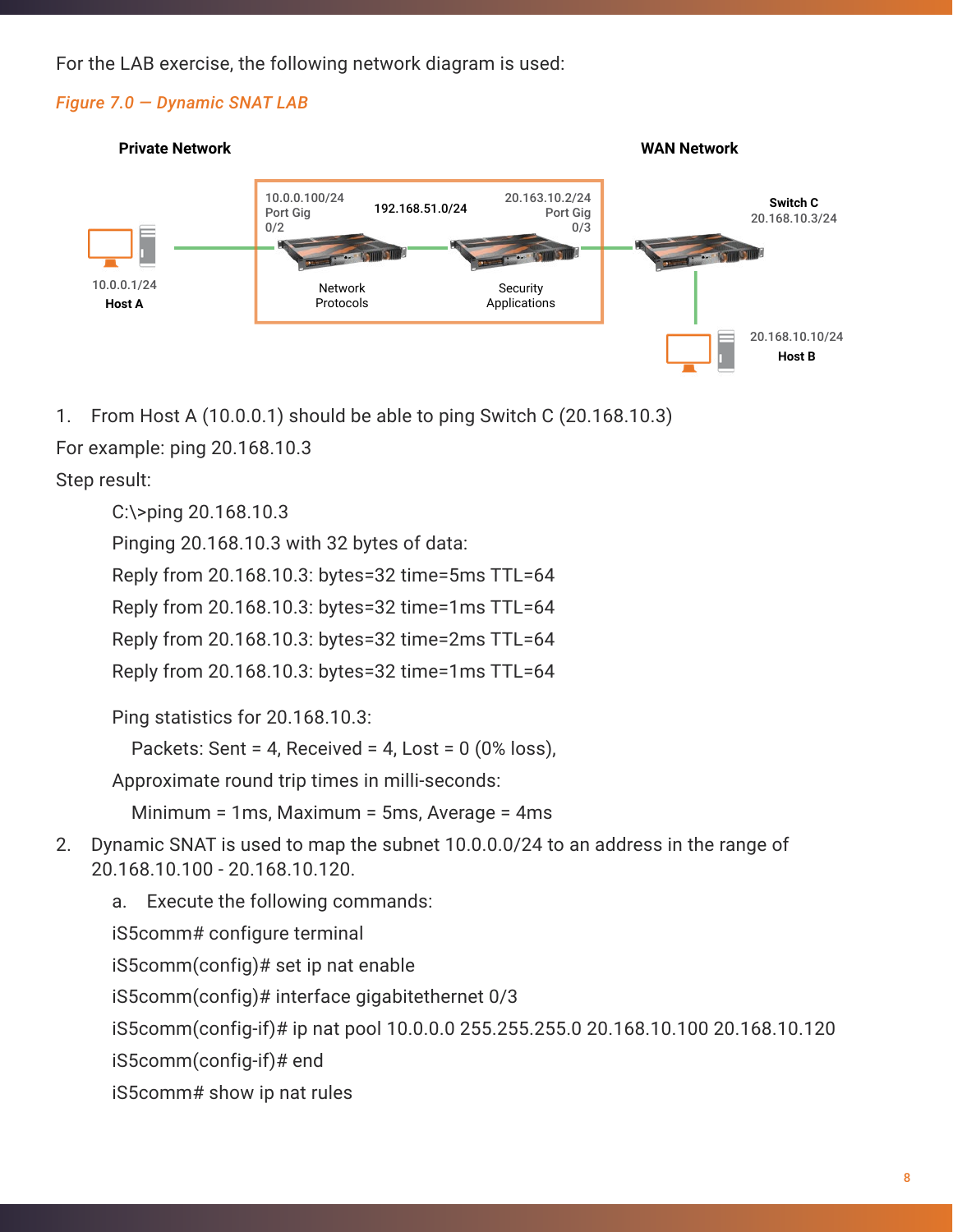For the LAB exercise, the following network diagram is used:

*Figure 7.0 — Dynamic SNAT LAB*

**Private Network** **WAN Network**

10.0.0.100/24 Port Gig 0/2 | 192.168.51.0/24 | 20.163.10.2/24 Port Gig 0/3

10.0.0.1/24 **Host A**

Network Protocols

Security Applications

**Switch C** 20.168.10.3/24

20.168.10.10/24 **Host B**

1. From Host A (10.0.0.1) should be able to ping Switch C (20.168.10.3)

For example: ping 20.168.10.3

Step result:

```
C:\>ping 20.168.10.3
Pinging 20.168.10.3 with 32 bytes of data:
Reply from 20.168.10.3: bytes=32 time=5ms TTL=64
Reply from 20.168.10.3: bytes=32 time=1ms TTL=64
Reply from 20.168.10.3: bytes=32 time=2ms TTL=64
Reply from 20.168.10.3: bytes=32 time=1ms TTL=64

Ping statistics for 20.168.10.3:
    Packets: Sent = 4, Received = 4, Lost = 0 (0% loss),
Approximate round trip times in milli-seconds:
    Minimum = 1ms, Maximum = 5ms, Average = 4ms
```

2. Dynamic SNAT is used to map the subnet 10.0.0.0/24 to an address in the range of 20.168.10.100 - 20.168.10.120.

   a. Execute the following commands:

```
iS5comm# configure terminal
iS5comm(config)# set ip nat enable
iS5comm(config)# interface gigabitethernet 0/3
iS5comm(config-if)# ip nat pool 10.0.0.0 255.255.255.0 20.168.10.100 20.168.10.120
iS5comm(config-if)# end
iS5comm# show ip nat rules
```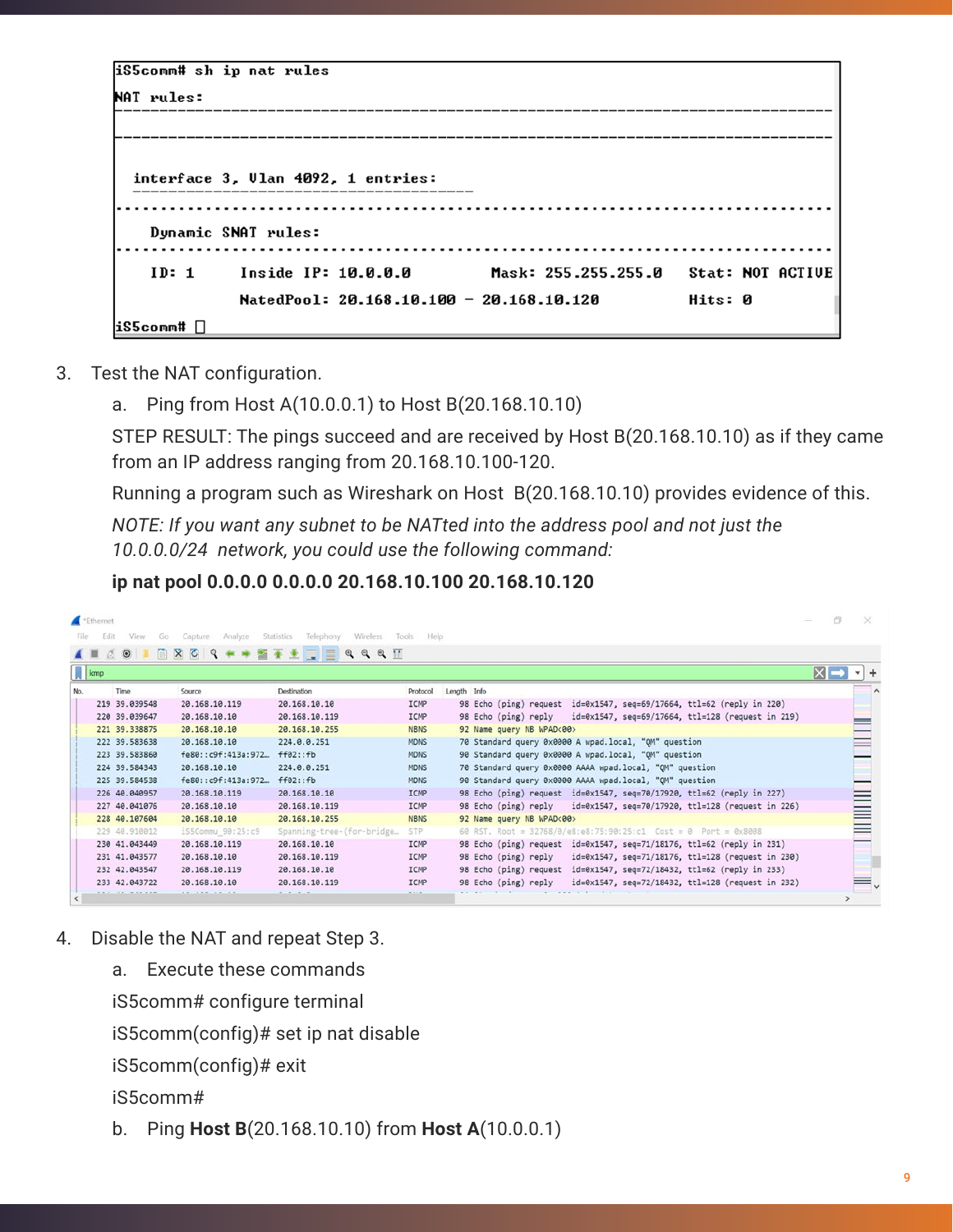```
iS5comm# sh ip nat rules
NAT rules:
--------------------------------------------------------------------------------
--------------------------------------------------------------------------------

  interface 3, Vlan 4092, 1 entries:
  -------------------------------------
................................................................................
    Dynamic SNAT rules:
................................................................................
    ID: 1     Inside IP: 10.0.0.0        Mask: 255.255.255.0     Stat: NOT ACTIVE
              NatedPool: 20.168.10.100 - 20.168.10.120           Hits: 0
iS5comm#
```

3. Test the NAT configuration.

   a. Ping from Host A(10.0.0.1) to Host B(20.168.10.10)

   STEP RESULT: The pings succeed and are received by Host B(20.168.10.10) as if they came from an IP address ranging from 20.168.10.100-120.

   Running a program such as Wireshark on Host B(20.168.10.10) provides evidence of this.

   *NOTE: If you want any subnet to be NATted into the address pool and not just the 10.0.0.0/24 network, you could use the following command:*

   **ip nat pool 0.0.0.0 0.0.0.0 20.168.10.100 20.168.10.120**

| No. | Time | Source | Destination | Protocol | Length | Info |
|---|---|---|---|---|---|---|
| 219 | 39.039548 | 20.168.10.119 | 20.168.10.10 | ICMP | 98 | Echo (ping) request id=0x1547, seq=69/17664, ttl=62 (reply in 220) |
| 220 | 39.039647 | 20.168.10.10 | 20.168.10.119 | ICMP | 98 | Echo (ping) reply id=0x1547, seq=69/17664, ttl=128 (request in 219) |
| 221 | 39.338875 | 20.168.10.10 | 20.168.10.255 | NBNS | 92 | Name query NB WPAD<00> |
| 222 | 39.583638 | 20.168.10.10 | 224.0.0.251 | MDNS | 70 | Standard query 0x0000 A wpad.local, "QM" question |
| 223 | 39.583860 | fe80::c9f:413a:972… | ff02::fb | MDNS | 90 | Standard query 0x0000 A wpad.local, "QM" question |
| 224 | 39.584343 | 20.168.10.10 | 224.0.0.251 | MDNS | 70 | Standard query 0x0000 AAAA wpad.local, "QM" question |
| 225 | 39.584538 | fe80::c9f:413a:972… | ff02::fb | MDNS | 90 | Standard query 0x0000 AAAA wpad.local, "QM" question |
| 226 | 40.040957 | 20.168.10.119 | 20.168.10.10 | ICMP | 98 | Echo (ping) request id=0x1547, seq=70/17920, ttl=62 (reply in 227) |
| 227 | 40.041076 | 20.168.10.10 | 20.168.10.119 | ICMP | 98 | Echo (ping) reply id=0x1547, seq=70/17920, ttl=128 (request in 226) |
| 228 | 40.107604 | 20.168.10.10 | 20.168.10.255 | NBNS | 92 | Name query NB WPAD<00> |
| 229 | 40.910012 | iS5Commu_90:25:c9 | Spanning-tree-(for-bridge… | STP | 60 | RST. Root = 32768/0/e8:e8:75:90:25:c1 Cost = 0 Port = 0x8008 |
| 230 | 41.043449 | 20.168.10.119 | 20.168.10.10 | ICMP | 98 | Echo (ping) request id=0x1547, seq=71/18176, ttl=62 (reply in 231) |
| 231 | 41.043577 | 20.168.10.10 | 20.168.10.119 | ICMP | 98 | Echo (ping) reply id=0x1547, seq=71/18176, ttl=128 (request in 230) |
| 232 | 42.043547 | 20.168.10.119 | 20.168.10.10 | ICMP | 98 | Echo (ping) request id=0x1547, seq=72/18432, ttl=62 (reply in 233) |
| 233 | 42.043722 | 20.168.10.10 | 20.168.10.119 | ICMP | 98 | Echo (ping) reply id=0x1547, seq=72/18432, ttl=128 (request in 232) |

4. Disable the NAT and repeat Step 3.

   a. Execute these commands

   iS5comm# configure terminal

   iS5comm(config)# set ip nat disable

   iS5comm(config)# exit

   iS5comm#

   b. Ping **Host B**(20.168.10.10) from **Host A**(10.0.0.1)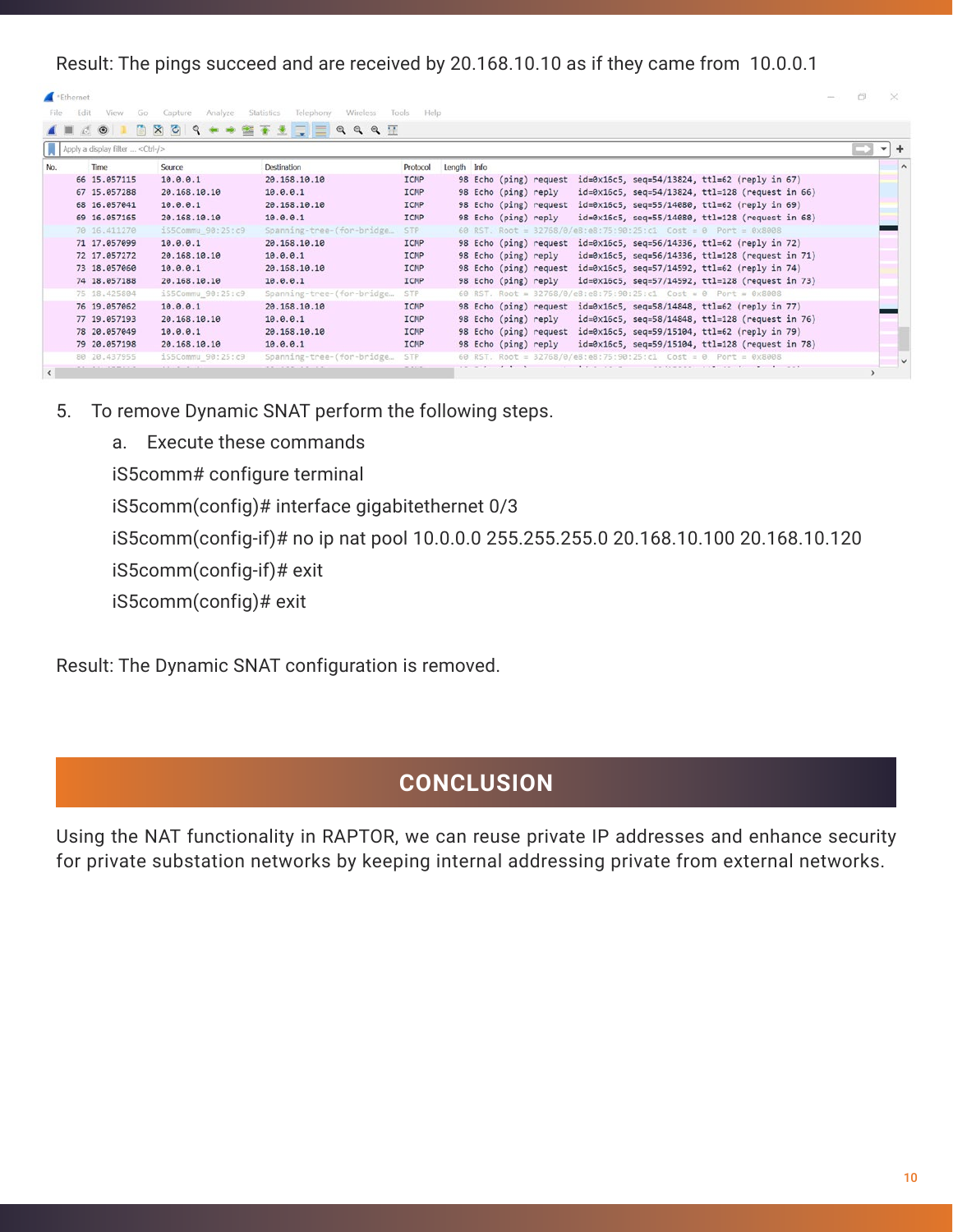Result: The pings succeed and are received by 20.168.10.10 as if they came from 10.0.0.1

| No. | Time | Source | Destination | Protocol | Length | Info |
|---|---|---|---|---|---|---|
| 66 | 15.057115 | 10.0.0.1 | 20.168.10.10 | ICMP | 98 | Echo (ping) request id=0x16c5, seq=54/13824, ttl=62 (reply in 67) |
| 67 | 15.057288 | 20.168.10.10 | 10.0.0.1 | ICMP | 98 | Echo (ping) reply id=0x16c5, seq=54/13824, ttl=128 (request in 66) |
| 68 | 16.057041 | 10.0.0.1 | 20.168.10.10 | ICMP | 98 | Echo (ping) request id=0x16c5, seq=55/14080, ttl=62 (reply in 69) |
| 69 | 16.057165 | 20.168.10.10 | 10.0.0.1 | ICMP | 98 | Echo (ping) reply id=0x16c5, seq=55/14080, ttl=128 (request in 68) |
| 70 | 16.411270 | iS5Commu_90:25:c9 | Spanning-tree-(for-bridge… | STP | 60 | RST. Root = 32768/0/e8:e8:75:90:25:c1 Cost = 0 Port = 0x8008 |
| 71 | 17.057099 | 10.0.0.1 | 20.168.10.10 | ICMP | 98 | Echo (ping) request id=0x16c5, seq=56/14336, ttl=62 (reply in 72) |
| 72 | 17.057272 | 20.168.10.10 | 10.0.0.1 | ICMP | 98 | Echo (ping) reply id=0x16c5, seq=56/14336, ttl=128 (request in 71) |
| 73 | 18.057060 | 10.0.0.1 | 20.168.10.10 | ICMP | 98 | Echo (ping) request id=0x16c5, seq=57/14592, ttl=62 (reply in 74) |
| 74 | 18.057188 | 20.168.10.10 | 10.0.0.1 | ICMP | 98 | Echo (ping) reply id=0x16c5, seq=57/14592, ttl=128 (request in 73) |
| 75 | 18.425604 | iS5Commu_90:25:c9 | Spanning-tree-(for-bridge… | STP | 60 | RST. Root = 32768/0/e8:e8:75:90:25:c1 Cost = 0 Port = 0x8008 |
| 76 | 19.057062 | 10.0.0.1 | 20.168.10.10 | ICMP | 98 | Echo (ping) request id=0x16c5, seq=58/14848, ttl=62 (reply in 77) |
| 77 | 19.057193 | 20.168.10.10 | 10.0.0.1 | ICMP | 98 | Echo (ping) reply id=0x16c5, seq=58/14848, ttl=128 (request in 76) |
| 78 | 20.057049 | 10.0.0.1 | 20.168.10.10 | ICMP | 98 | Echo (ping) request id=0x16c5, seq=59/15104, ttl=62 (reply in 79) |
| 79 | 20.057198 | 20.168.10.10 | 10.0.0.1 | ICMP | 98 | Echo (ping) reply id=0x16c5, seq=59/15104, ttl=128 (request in 78) |
| 80 | 20.437955 | iS5Commu_90:25:c9 | Spanning-tree-(for-bridge… | STP | 60 | RST. Root = 32768/0/e8:e8:75:90:25:c1 Cost = 0 Port = 0x8008 |

5. To remove Dynamic SNAT perform the following steps.

   a. Execute these commands

```
iS5comm# configure terminal
iS5comm(config)# interface gigabitethernet 0/3
iS5comm(config-if)# no ip nat pool 10.0.0.0 255.255.255.0 20.168.10.100 20.168.10.120
iS5comm(config-if)# exit
iS5comm(config)# exit
```

Result: The Dynamic SNAT configuration is removed.

## CONCLUSION

Using the NAT functionality in RAPTOR, we can reuse private IP addresses and enhance security for private substation networks by keeping internal addressing private from external networks.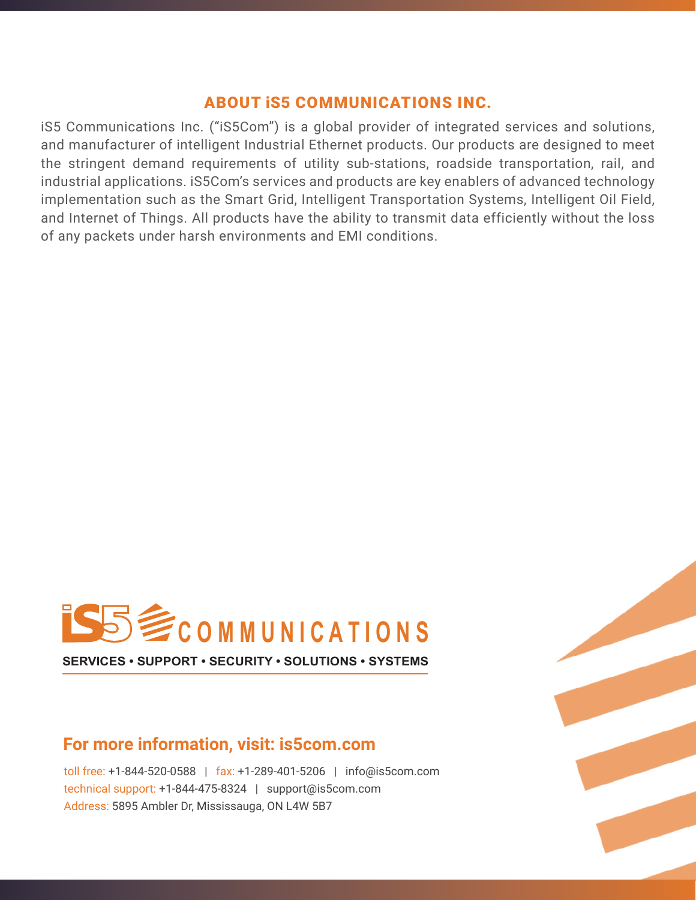## ABOUT iS5 COMMUNICATIONS INC.

iS5 Communications Inc. ("iS5Com") is a global provider of integrated services and solutions, and manufacturer of intelligent Industrial Ethernet products. Our products are designed to meet the stringent demand requirements of utility sub-stations, roadside transportation, rail, and industrial applications. iS5Com's services and products are key enablers of advanced technology implementation such as the Smart Grid, Intelligent Transportation Systems, Intelligent Oil Field, and Internet of Things. All products have the ability to transmit data efficiently without the loss of any packets under harsh environments and EMI conditions.

iS5 COMMUNICATIONS

SERVICES • SUPPORT • SECURITY • SOLUTIONS • SYSTEMS

**For more information, visit: is5com.com**

toll free: +1-844-520-0588 | fax: +1-289-401-5206 | info@is5com.com
technical support: +1-844-475-8324 | support@is5com.com
Address: 5895 Ambler Dr, Mississauga, ON L4W 5B7